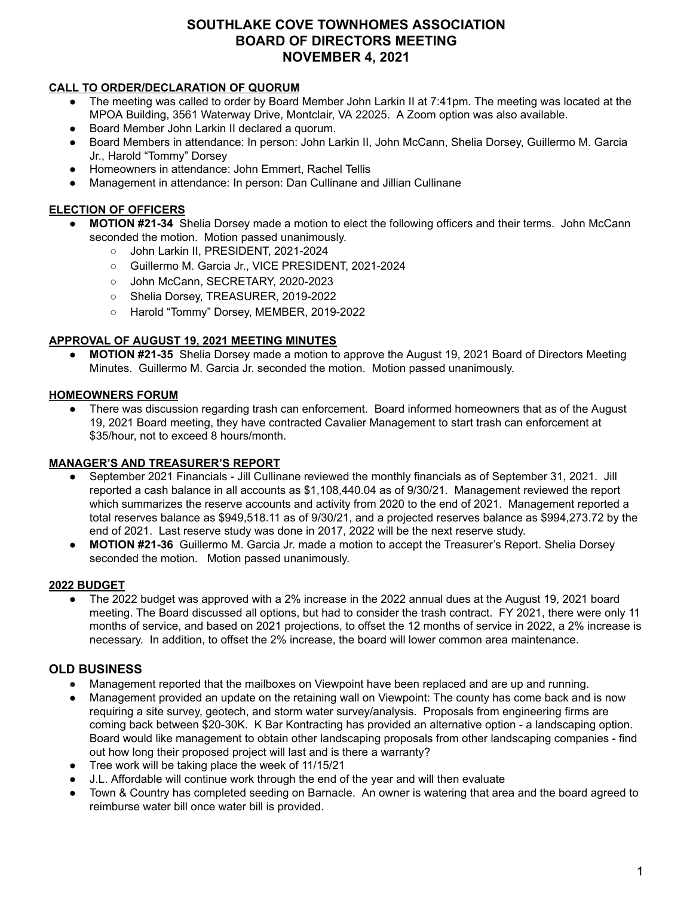# SOUTHLAKE COVE TOWNHOMES ASSOCIATION
# BOARD OF DIRECTORS MEETING
# NOVEMBER 4, 2021

**CALL TO ORDER/DECLARATION OF QUORUM**

- The meeting was called to order by Board Member John Larkin II at 7:41pm. The meeting was located at the MPOA Building, 3561 Waterway Drive, Montclair, VA 22025. A Zoom option was also available.
- Board Member John Larkin II declared a quorum.
- Board Members in attendance: In person: John Larkin II, John McCann, Shelia Dorsey, Guillermo M. Garcia Jr., Harold "Tommy" Dorsey
- Homeowners in attendance: John Emmert, Rachel Tellis
- Management in attendance: In person: Dan Cullinane and Jillian Cullinane

**ELECTION OF OFFICERS**

- **MOTION #21-34** Shelia Dorsey made a motion to elect the following officers and their terms. John McCann seconded the motion. Motion passed unanimously.
  - John Larkin II, PRESIDENT, 2021-2024
  - Guillermo M. Garcia Jr., VICE PRESIDENT, 2021-2024
  - John McCann, SECRETARY, 2020-2023
  - Shelia Dorsey, TREASURER, 2019-2022
  - Harold "Tommy" Dorsey, MEMBER, 2019-2022

**APPROVAL OF AUGUST 19, 2021 MEETING MINUTES**

- **MOTION #21-35** Shelia Dorsey made a motion to approve the August 19, 2021 Board of Directors Meeting Minutes. Guillermo M. Garcia Jr. seconded the motion. Motion passed unanimously.

**HOMEOWNERS FORUM**

- There was discussion regarding trash can enforcement. Board informed homeowners that as of the August 19, 2021 Board meeting, they have contracted Cavalier Management to start trash can enforcement at $35/hour, not to exceed 8 hours/month.

**MANAGER'S AND TREASURER'S REPORT**

- September 2021 Financials - Jill Cullinane reviewed the monthly financials as of September 31, 2021. Jill reported a cash balance in all accounts as $1,108,440.04 as of 9/30/21. Management reviewed the report which summarizes the reserve accounts and activity from 2020 to the end of 2021. Management reported a total reserves balance as $949,518.11 as of 9/30/21, and a projected reserves balance as $994,273.72 by the end of 2021. Last reserve study was done in 2017, 2022 will be the next reserve study.
- **MOTION #21-36** Guillermo M. Garcia Jr. made a motion to accept the Treasurer's Report. Shelia Dorsey seconded the motion. Motion passed unanimously.

**2022 BUDGET**

- The 2022 budget was approved with a 2% increase in the 2022 annual dues at the August 19, 2021 board meeting. The Board discussed all options, but had to consider the trash contract. FY 2021, there were only 11 months of service, and based on 2021 projections, to offset the 12 months of service in 2022, a 2% increase is necessary. In addition, to offset the 2% increase, the board will lower common area maintenance.

## OLD BUSINESS

- Management reported that the mailboxes on Viewpoint have been replaced and are up and running.
- Management provided an update on the retaining wall on Viewpoint: The county has come back and is now requiring a site survey, geotech, and storm water survey/analysis. Proposals from engineering firms are coming back between $20-30K. K Bar Kontracting has provided an alternative option - a landscaping option. Board would like management to obtain other landscaping proposals from other landscaping companies - find out how long their proposed project will last and is there a warranty?
- Tree work will be taking place the week of 11/15/21
- J.L. Affordable will continue work through the end of the year and will then evaluate
- Town & Country has completed seeding on Barnacle. An owner is watering that area and the board agreed to reimburse water bill once water bill is provided.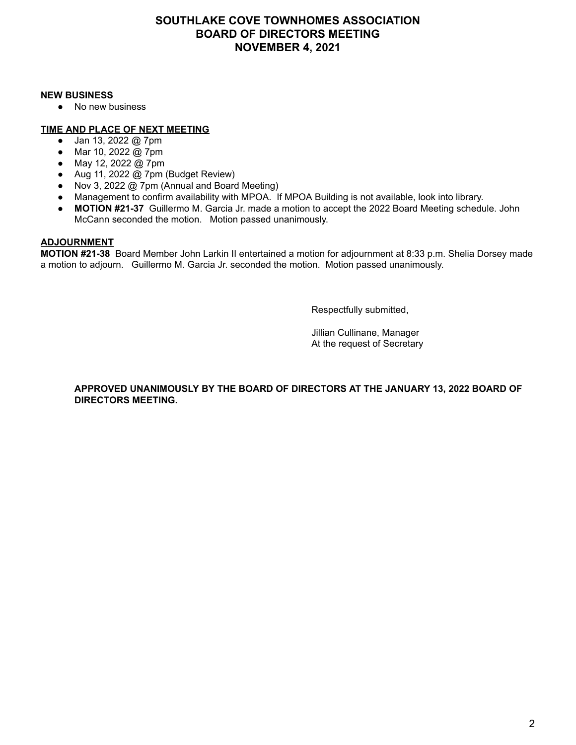# SOUTHLAKE COVE TOWNHOMES ASSOCIATION
# BOARD OF DIRECTORS MEETING
# NOVEMBER 4, 2021

**NEW BUSINESS**

- No new business

**TIME AND PLACE OF NEXT MEETING**

- Jan 13, 2022 @ 7pm
- Mar 10, 2022 @ 7pm
- May 12, 2022 @ 7pm
- Aug 11, 2022 @ 7pm (Budget Review)
- Nov 3, 2022 @ 7pm (Annual and Board Meeting)
- Management to confirm availability with MPOA. If MPOA Building is not available, look into library.
- **MOTION #21-37** Guillermo M. Garcia Jr. made a motion to accept the 2022 Board Meeting schedule. John McCann seconded the motion. Motion passed unanimously.

**ADJOURNMENT**

**MOTION #21-38** Board Member John Larkin II entertained a motion for adjournment at 8:33 p.m. Shelia Dorsey made a motion to adjourn. Guillermo M. Garcia Jr. seconded the motion. Motion passed unanimously.

Respectfully submitted,

Jillian Cullinane, Manager
At the request of Secretary

**APPROVED UNANIMOUSLY BY THE BOARD OF DIRECTORS AT THE JANUARY 13, 2022 BOARD OF DIRECTORS MEETING.**